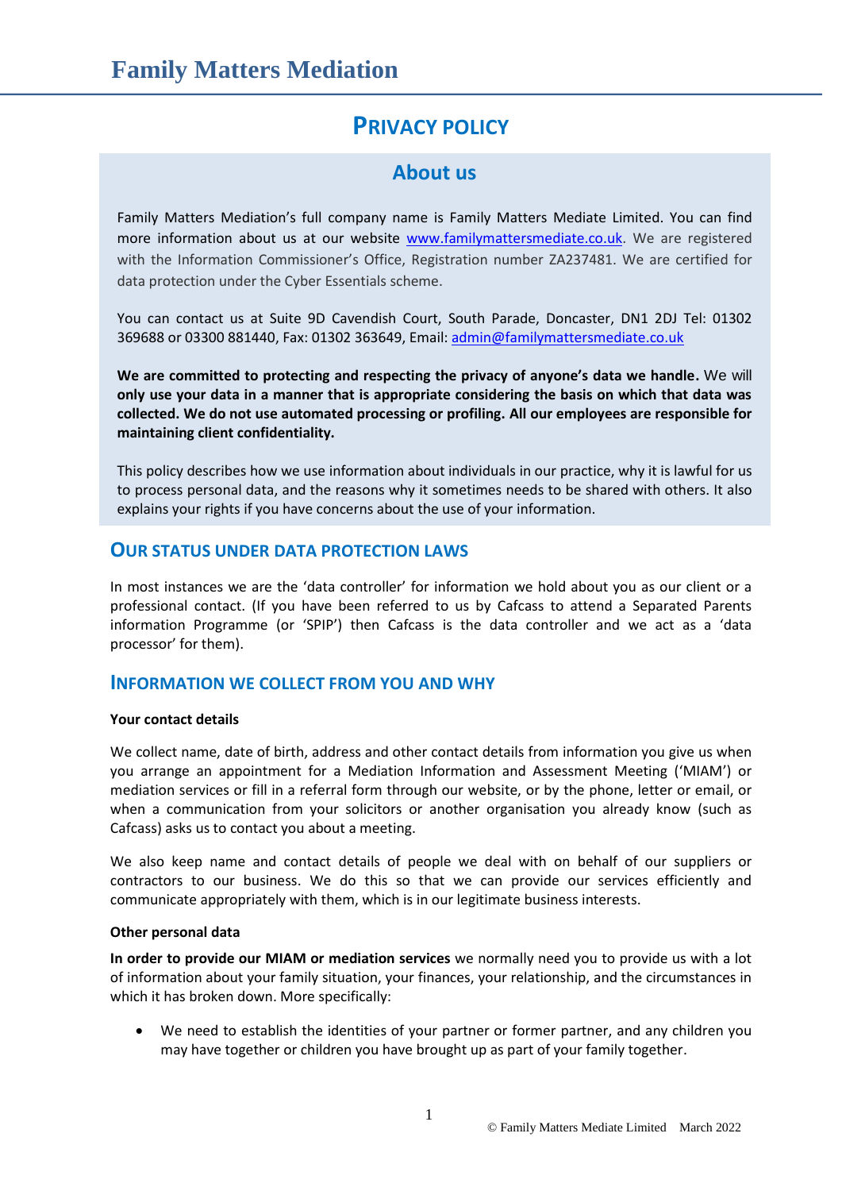# Family Matters Mediation

## PRIVACY POLICY

### About us

Family Matters Mediation's full company name is Family Matters Mediate Limited. You can find more information about us at our website [www.familymattersmediate.co.uk](http://www.familymattersmediate.co.uk). We are registered with the Information Commissioner's Office, Registration number ZA237481. We are certified for data protection under the Cyber Essentials scheme.

You can contact us at Suite 9D Cavendish Court, South Parade, Doncaster, DN1 2DJ Tel: 01302 369688 or 03300 881440, Fax: 01302 363649, Email: [admin@familymattersmediate.co.uk](mailto:admin@familymattersmediate.co.uk)

**We are committed to protecting and respecting the privacy of anyone's data we handle.** We will **only use your data in a manner that is appropriate considering the basis on which that data was collected. We do not use automated processing or profiling. All our employees are responsible for maintaining client confidentiality.**

This policy describes how we use information about individuals in our practice, why it is lawful for us to process personal data, and the reasons why it sometimes needs to be shared with others. It also explains your rights if you have concerns about the use of your information.

### OUR STATUS UNDER DATA PROTECTION LAWS

In most instances we are the 'data controller' for information we hold about you as our client or a professional contact. (If you have been referred to us by Cafcass to attend a Separated Parents information Programme (or 'SPIP') then Cafcass is the data controller and we act as a 'data processor' for them).

### INFORMATION WE COLLECT FROM YOU AND WHY

**Your contact details**

We collect name, date of birth, address and other contact details from information you give us when you arrange an appointment for a Mediation Information and Assessment Meeting ('MIAM') or mediation services or fill in a referral form through our website, or by the phone, letter or email, or when a communication from your solicitors or another organisation you already know (such as Cafcass) asks us to contact you about a meeting.

We also keep name and contact details of people we deal with on behalf of our suppliers or contractors to our business. We do this so that we can provide our services efficiently and communicate appropriately with them, which is in our legitimate business interests.

**Other personal data**

**In order to provide our MIAM or mediation services** we normally need you to provide us with a lot of information about your family situation, your finances, your relationship, and the circumstances in which it has broken down. More specifically:

- We need to establish the identities of your partner or former partner, and any children you may have together or children you have brought up as part of your family together.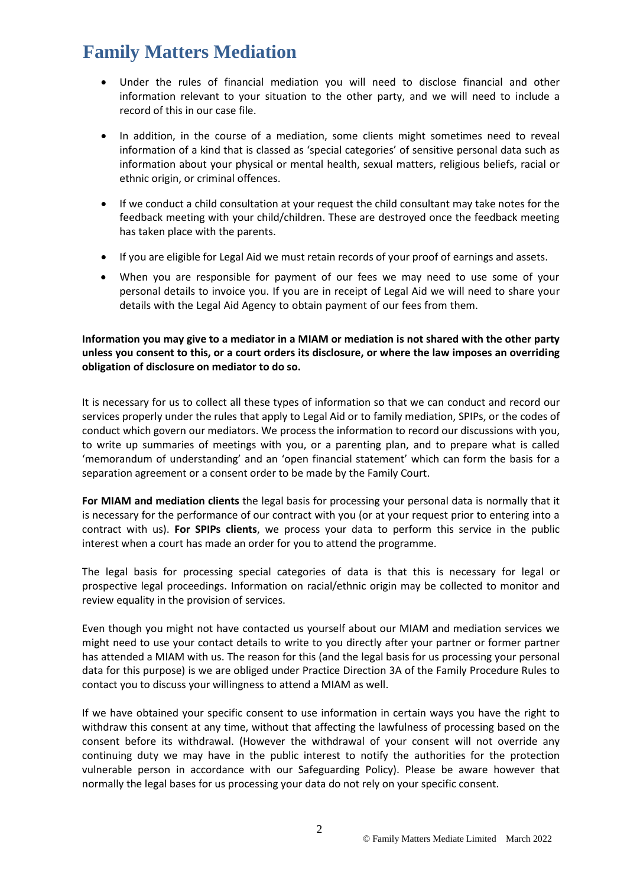- Under the rules of financial mediation you will need to disclose financial and other information relevant to your situation to the other party, and we will need to include a record of this in our case file.

- In addition, in the course of a mediation, some clients might sometimes need to reveal information of a kind that is classed as 'special categories' of sensitive personal data such as information about your physical or mental health, sexual matters, religious beliefs, racial or ethnic origin, or criminal offences.

- If we conduct a child consultation at your request the child consultant may take notes for the feedback meeting with your child/children. These are destroyed once the feedback meeting has taken place with the parents.

- If you are eligible for Legal Aid we must retain records of your proof of earnings and assets.

- When you are responsible for payment of our fees we may need to use some of your personal details to invoice you. If you are in receipt of Legal Aid we will need to share your details with the Legal Aid Agency to obtain payment of our fees from them.

**Information you may give to a mediator in a MIAM or mediation is not shared with the other party unless you consent to this, or a court orders its disclosure, or where the law imposes an overriding obligation of disclosure on mediator to do so.**

It is necessary for us to collect all these types of information so that we can conduct and record our services properly under the rules that apply to Legal Aid or to family mediation, SPIPs, or the codes of conduct which govern our mediators. We process the information to record our discussions with you, to write up summaries of meetings with you, or a parenting plan, and to prepare what is called 'memorandum of understanding' and an 'open financial statement' which can form the basis for a separation agreement or a consent order to be made by the Family Court.

**For MIAM and mediation clients** the legal basis for processing your personal data is normally that it is necessary for the performance of our contract with you (or at your request prior to entering into a contract with us). **For SPIPs clients**, we process your data to perform this service in the public interest when a court has made an order for you to attend the programme.

The legal basis for processing special categories of data is that this is necessary for legal or prospective legal proceedings. Information on racial/ethnic origin may be collected to monitor and review equality in the provision of services.

Even though you might not have contacted us yourself about our MIAM and mediation services we might need to use your contact details to write to you directly after your partner or former partner has attended a MIAM with us. The reason for this (and the legal basis for us processing your personal data for this purpose) is we are obliged under Practice Direction 3A of the Family Procedure Rules to contact you to discuss your willingness to attend a MIAM as well.

If we have obtained your specific consent to use information in certain ways you have the right to withdraw this consent at any time, without that affecting the lawfulness of processing based on the consent before its withdrawal. (However the withdrawal of your consent will not override any continuing duty we may have in the public interest to notify the authorities for the protection vulnerable person in accordance with our Safeguarding Policy). Please be aware however that normally the legal bases for us processing your data do not rely on your specific consent.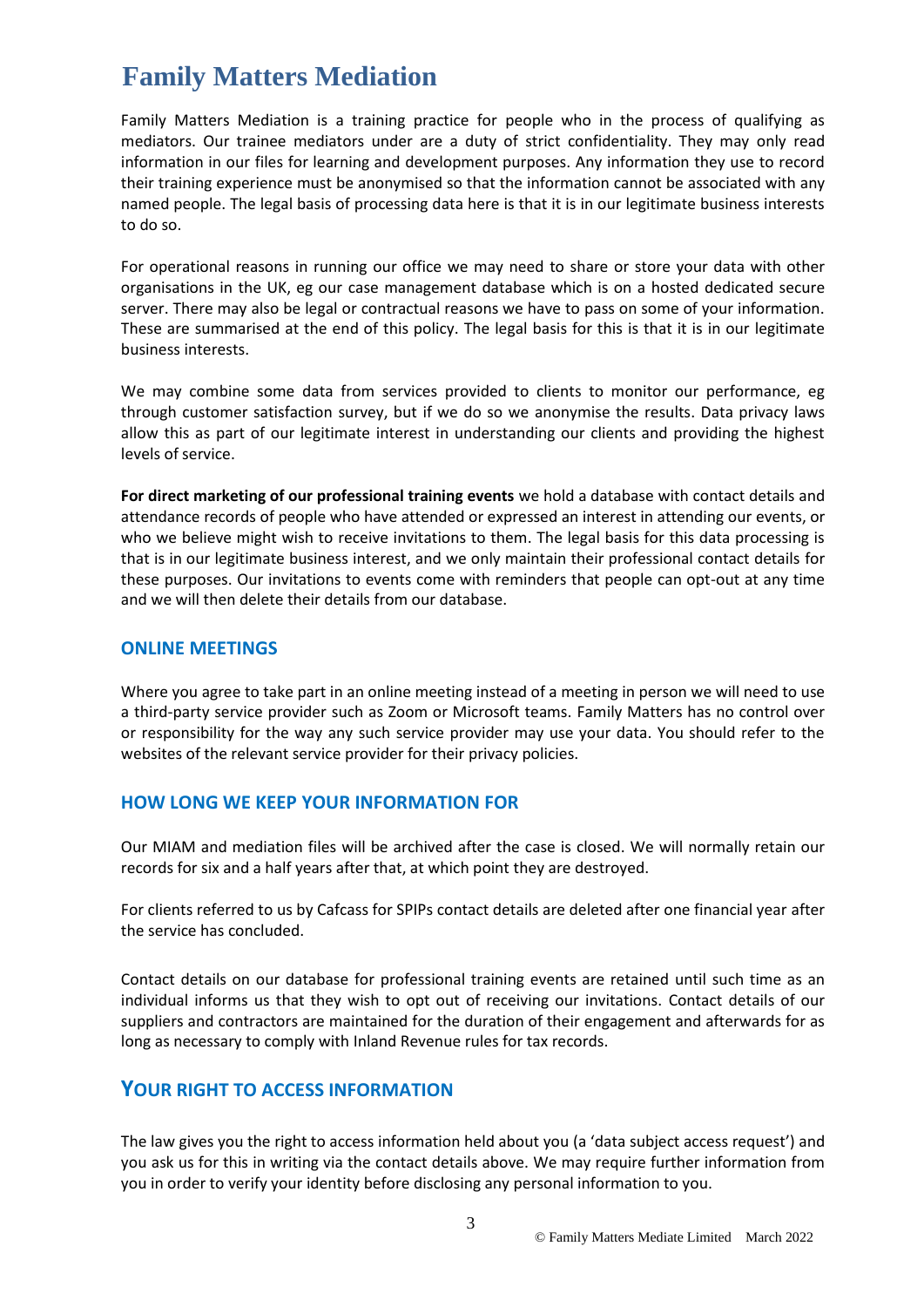# Family Matters Mediation

Family Matters Mediation is a training practice for people who in the process of qualifying as mediators. Our trainee mediators under are a duty of strict confidentiality. They may only read information in our files for learning and development purposes. Any information they use to record their training experience must be anonymised so that the information cannot be associated with any named people. The legal basis of processing data here is that it is in our legitimate business interests to do so.

For operational reasons in running our office we may need to share or store your data with other organisations in the UK, eg our case management database which is on a hosted dedicated secure server. There may also be legal or contractual reasons we have to pass on some of your information. These are summarised at the end of this policy. The legal basis for this is that it is in our legitimate business interests.

We may combine some data from services provided to clients to monitor our performance, eg through customer satisfaction survey, but if we do so we anonymise the results. Data privacy laws allow this as part of our legitimate interest in understanding our clients and providing the highest levels of service.

**For direct marketing of our professional training events** we hold a database with contact details and attendance records of people who have attended or expressed an interest in attending our events, or who we believe might wish to receive invitations to them. The legal basis for this data processing is that is in our legitimate business interest, and we only maintain their professional contact details for these purposes. Our invitations to events come with reminders that people can opt-out at any time and we will then delete their details from our database.

## ONLINE MEETINGS

Where you agree to take part in an online meeting instead of a meeting in person we will need to use a third-party service provider such as Zoom or Microsoft teams. Family Matters has no control over or responsibility for the way any such service provider may use your data. You should refer to the websites of the relevant service provider for their privacy policies.

## HOW LONG WE KEEP YOUR INFORMATION FOR

Our MIAM and mediation files will be archived after the case is closed. We will normally retain our records for six and a half years after that, at which point they are destroyed.

For clients referred to us by Cafcass for SPIPs contact details are deleted after one financial year after the service has concluded.

Contact details on our database for professional training events are retained until such time as an individual informs us that they wish to opt out of receiving our invitations. Contact details of our suppliers and contractors are maintained for the duration of their engagement and afterwards for as long as necessary to comply with Inland Revenue rules for tax records.

## YOUR RIGHT TO ACCESS INFORMATION

The law gives you the right to access information held about you (a 'data subject access request') and you ask us for this in writing via the contact details above. We may require further information from you in order to verify your identity before disclosing any personal information to you.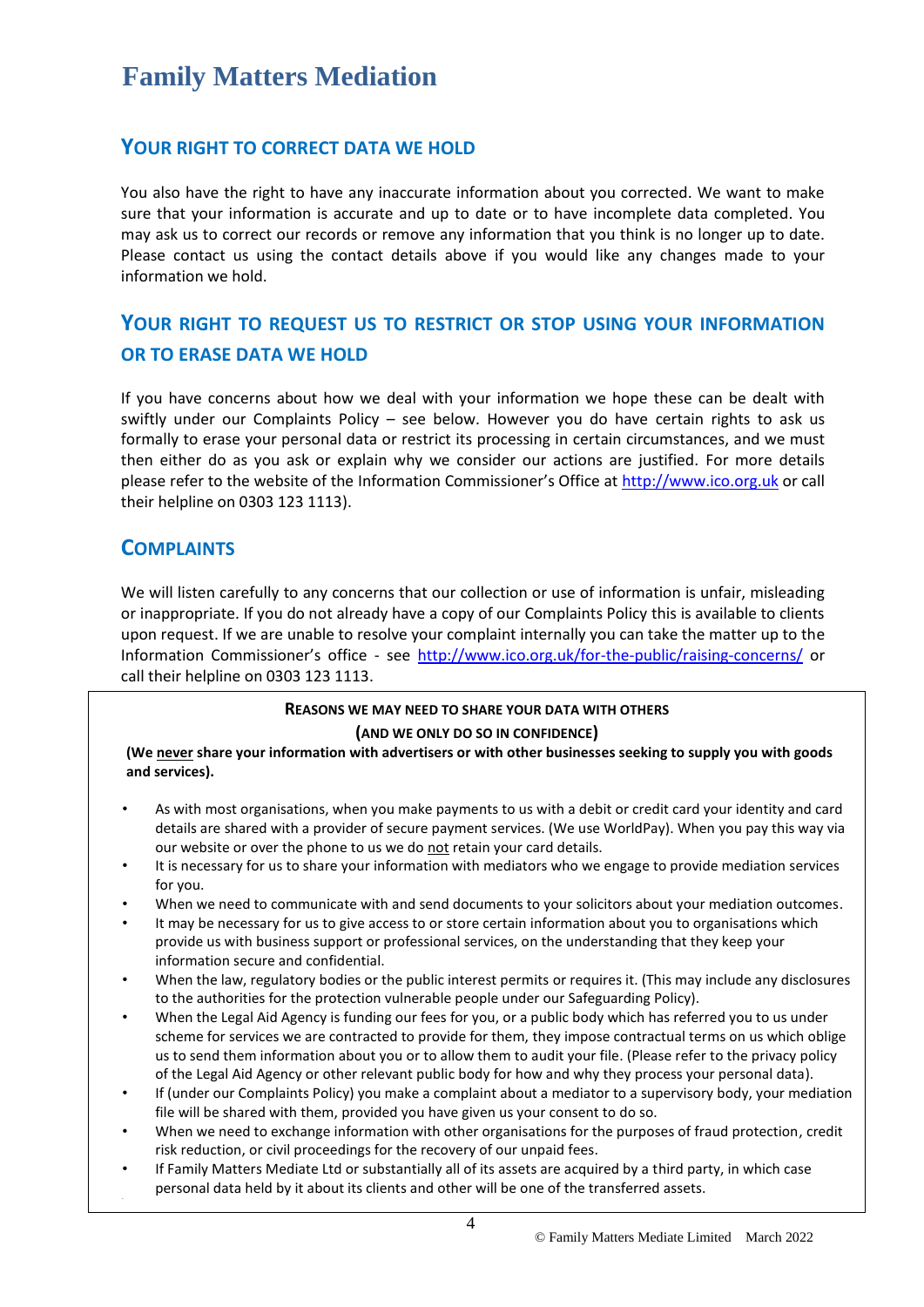# Family Matters Mediation

## YOUR RIGHT TO CORRECT DATA WE HOLD

You also have the right to have any inaccurate information about you corrected. We want to make sure that your information is accurate and up to date or to have incomplete data completed. You may ask us to correct our records or remove any information that you think is no longer up to date. Please contact us using the contact details above if you would like any changes made to your information we hold.

## YOUR RIGHT TO REQUEST US TO RESTRICT OR STOP USING YOUR INFORMATION OR TO ERASE DATA WE HOLD

If you have concerns about how we deal with your information we hope these can be dealt with swiftly under our Complaints Policy – see below. However you do have certain rights to ask us formally to erase your personal data or restrict its processing in certain circumstances, and we must then either do as you ask or explain why we consider our actions are justified. For more details please refer to the website of the Information Commissioner's Office at http://www.ico.org.uk or call their helpline on 0303 123 1113).

## COMPLAINTS

We will listen carefully to any concerns that our collection or use of information is unfair, misleading or inappropriate. If you do not already have a copy of our Complaints Policy this is available to clients upon request. If we are unable to resolve your complaint internally you can take the matter up to the Information Commissioner's office - see http://www.ico.org.uk/for-the-public/raising-concerns/ or call their helpline on 0303 123 1113.

**REASONS WE MAY NEED TO SHARE YOUR DATA WITH OTHERS**

**(AND WE ONLY DO SO IN CONFIDENCE)**

**(We never share your information with advertisers or with other businesses seeking to supply you with goods and services).**

- As with most organisations, when you make payments to us with a debit or credit card your identity and card details are shared with a provider of secure payment services. (We use WorldPay). When you pay this way via our website or over the phone to us we do not retain your card details.
- It is necessary for us to share your information with mediators who we engage to provide mediation services for you.
- When we need to communicate with and send documents to your solicitors about your mediation outcomes.
- It may be necessary for us to give access to or store certain information about you to organisations which provide us with business support or professional services, on the understanding that they keep your information secure and confidential.
- When the law, regulatory bodies or the public interest permits or requires it. (This may include any disclosures to the authorities for the protection vulnerable people under our Safeguarding Policy).
- When the Legal Aid Agency is funding our fees for you, or a public body which has referred you to us under scheme for services we are contracted to provide for them, they impose contractual terms on us which oblige us to send them information about you or to allow them to audit your file. (Please refer to the privacy policy of the Legal Aid Agency or other relevant public body for how and why they process your personal data).
- If (under our Complaints Policy) you make a complaint about a mediator to a supervisory body, your mediation file will be shared with them, provided you have given us your consent to do so.
- When we need to exchange information with other organisations for the purposes of fraud protection, credit risk reduction, or civil proceedings for the recovery of our unpaid fees.
- If Family Matters Mediate Ltd or substantially all of its assets are acquired by a third party, in which case personal data held by it about its clients and other will be one of the transferred assets.

© Family Matters Mediate Limited March 2022